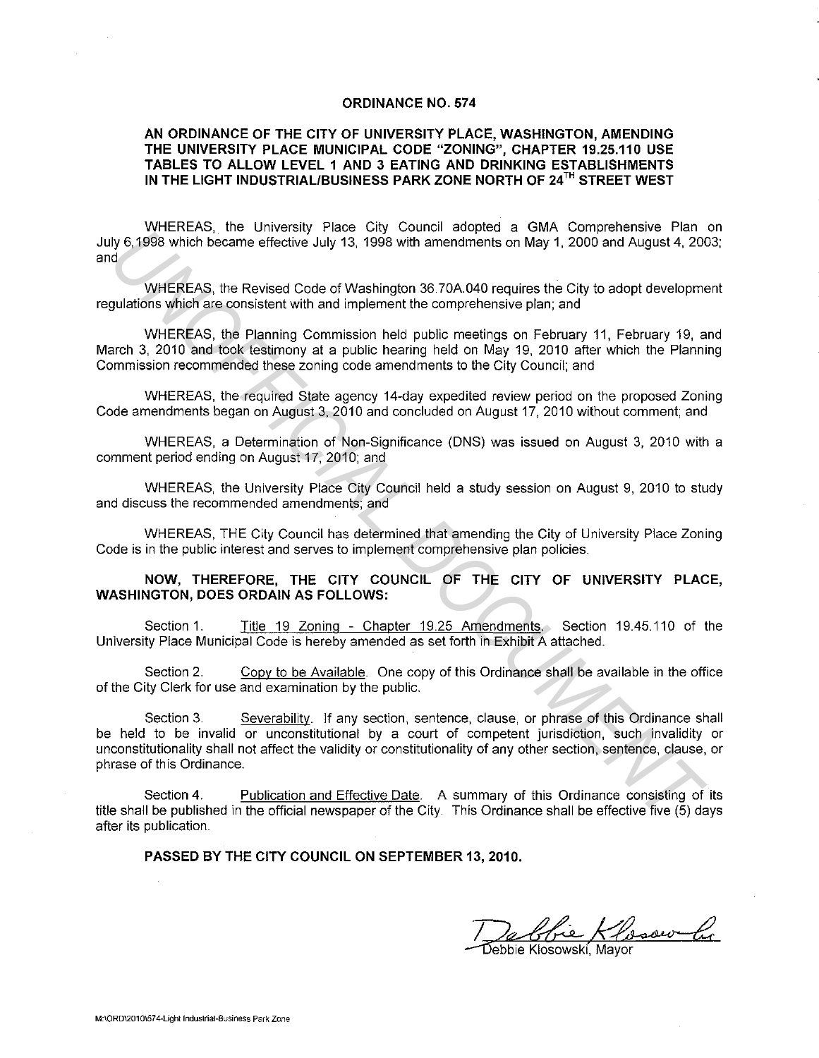# ORDINANCE NO. 574

## AN ORDINANCE OF THE CITY OF UNIVERSITY PLACE, WASHINGTON, AMENDING THE UNIVERSITY PLACE MUNICIPAL CODE "ZONING", CHAPTER 19.25.110 USE TABLES TO ALLOW LEVEL 1 AND 3 EATING AND DRINKING ESTABLISHMENTS IN THE LIGHT INDUSTRIAL/BUSINESS PARK ZONE NORTH OF 24TH STREET WEST

WHEREAS, the University Place City Council adopted a GMA Comprehensive Plan on July 6, 1998 which became effective July 13, 1998 with amendments on May 1, 2000 and August 4, 2003; and

WHEREAS, the Revised Code of Washington 36.70A.040 requires the City to adopt development regulations which are consistent with and implement the comprehensive plan; and

WHEREAS, the Planning Commission held public meetings on February 11, February 19, and March 3, 2010 and took testimony at a public hearing held on May 19, 2010 after which the Planning Commission recommended these zoning code amendments to the City Council; and

WHEREAS, the required State agency 14-day expedited review period on the proposed Zoning Code amendments began on August 3, 2010 and concluded on August 17, 2010 without comment; and

WHEREAS, a Determination of Non-Significance (DNS) was issued on August 3, 2010 with a comment period ending on August 17, 2010; and

WHEREAS, the University Place City Council held a study session on August 9, 2010 to study and discuss the recommended amendments; and

WHEREAS, THE City Council has determined that amending the City of University Place Zoning Code is in the public interest and serves to implement comprehensive plan policies.

**NOW, THEREFORE, THE CITY COUNCIL OF THE CITY OF UNIVERSITY PLACE, WASHINGTON, DOES ORDAIN AS FOLLOWS:**

Section 1. Title 19 Zoning - Chapter 19.25 Amendments. Section 19.45.110 of the University Place Municipal Code is hereby amended as set forth in Exhibit A attached.

Section 2. Copy to be Available. One copy of this Ordinance shall be available in the office of the City Clerk for use and examination by the public.

Section 3. Severability. If any section, sentence, clause, or phrase of this Ordinance shall be held to be invalid or unconstitutional by a court of competent jurisdiction, such invalidity or unconstitutionality shall not affect the validity or constitutionality of any other section, sentence, clause, or phrase of this Ordinance.

Section 4. Publication and Effective Date. A summary of this Ordinance consisting of its title shall be published in the official newspaper of the City. This Ordinance shall be effective five (5) days after its publication.

**PASSED BY THE CITY COUNCIL ON SEPTEMBER 13, 2010.**

Debbie Klosowski, Mayor

M:\ORD\2010\574-Light Industrial-Business Park Zone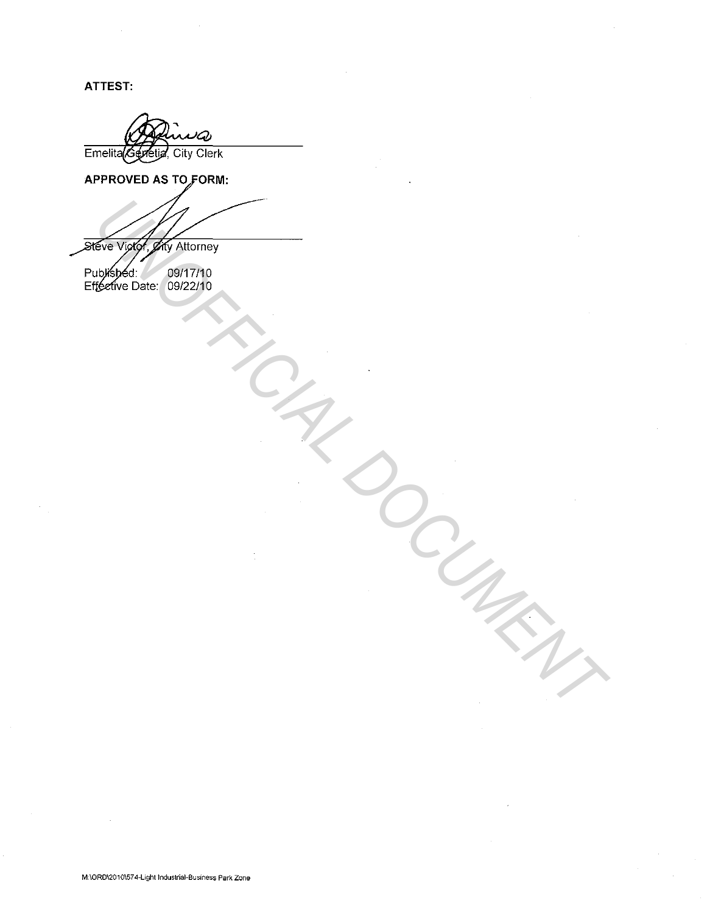**ATTEST:**

Emelita Genetia, City Clerk

**APPROVED AS TO FORM:**

Steve Victor, City Attorney

Published: 09/17/10
Effective Date: 09/22/10

UNOFFICIAL DOCUMENT

M:\ORD\2010\574-Light Industrial-Business Park Zone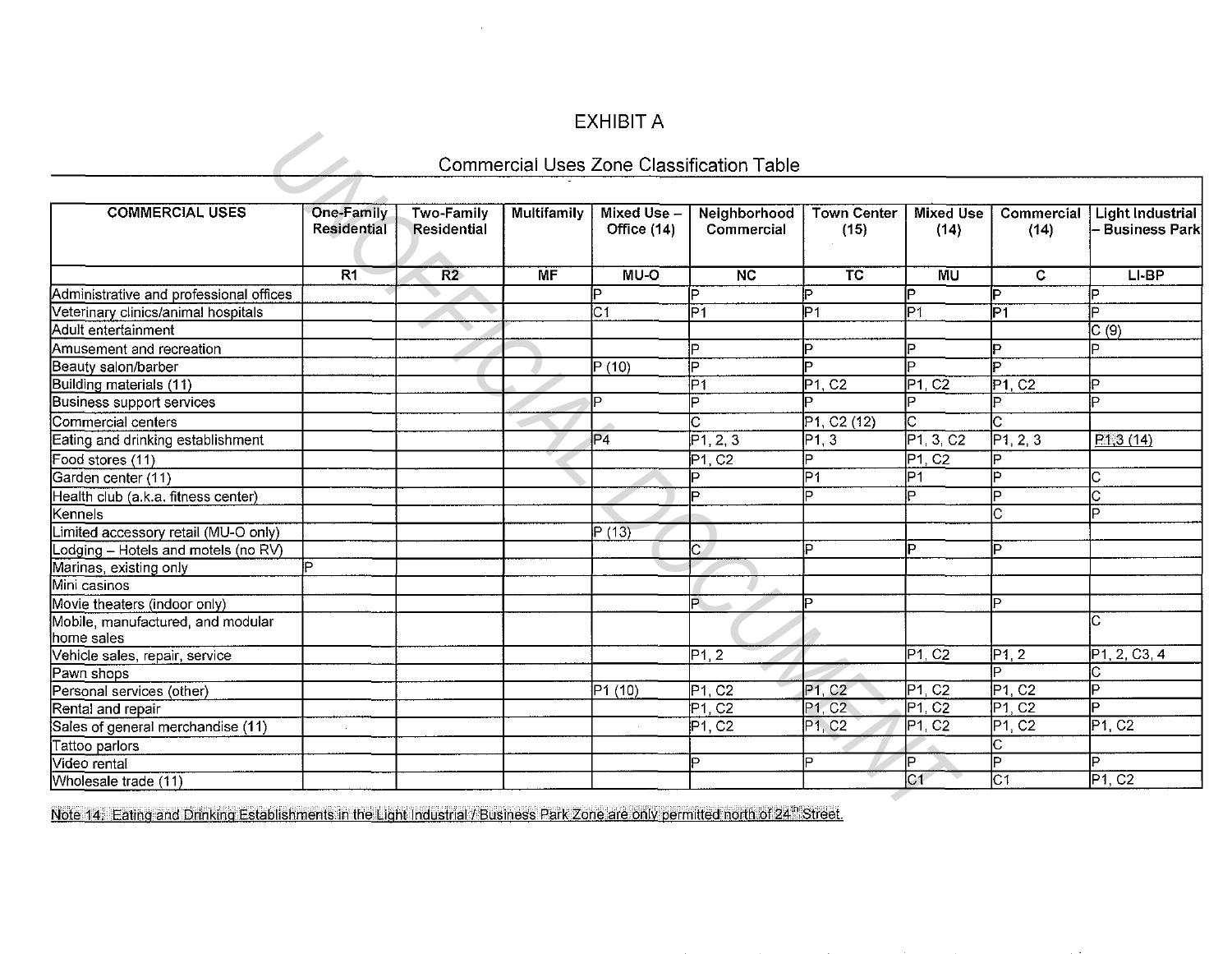# EXHIBIT A

## Commercial Uses Zone Classification Table

| COMMERCIAL USES | One-Family Residential | Two-Family Residential | Multifamily | Mixed Use – Office (14) | Neighborhood Commercial | Town Center (15) | Mixed Use (14) | Commercial (14) | Light Industrial – Business Park |
|---|---|---|---|---|---|---|---|---|---|
| | R1 | R2 | MF | MU-O | NC | TC | MU | C | LI-BP |
| Administrative and professional offices | | | | P | P | P | P | P | P |
| Veterinary clinics/animal hospitals | | | | C1 | P1 | P1 | P1 | P1 | P |
| Adult entertainment | | | | | | | | | C (9) |
| Amusement and recreation | | | | | P | P | P | P | P |
| Beauty salon/barber | | | | P (10) | P | P | P | P | |
| Building materials (11) | | | | | P1 | P1, C2 | P1, C2 | P1, C2 | P |
| Business support services | | | | P | P | P | P | P | P |
| Commercial centers | | | | | C | P1, C2 (12) | C | C | |
| Eating and drinking establishment | | | | P4 | P1, 2, 3 | P1, 3 | P1, 3, C2 | P1, 2, 3 | P1,3 (14) |
| Food stores (11) | | | | | P1, C2 | P | P1, C2 | P | |
| Garden center (11) | | | | | P | P1 | P1 | P | C |
| Health club (a.k.a. fitness center) | | | | | P | P | P | P | C |
| Kennels | | | | | | | | C | P |
| Limited accessory retail (MU-O only) | | | | P (13) | | | | | |
| Lodging – Hotels and motels (no RV) | | | | | C | P | P | P | |
| Marinas, existing only | P | | | | | | | | |
| Mini casinos | | | | | | | | | |
| Movie theaters (indoor only) | | | | | P | P | | P | |
| Mobile, manufactured, and modular home sales | | | | | | | | | C |
| Vehicle sales, repair, service | | | | | P1, 2 | | P1, C2 | P1, 2 | P1, 2, C3, 4 |
| Pawn shops | | | | | | | | P | C |
| Personal services (other) | | | | P1 (10) | P1, C2 | P1, C2 | P1, C2 | P1, C2 | P |
| Rental and repair | | | | | P1, C2 | P1, C2 | P1, C2 | P1, C2 | P |
| Sales of general merchandise (11) | | | | | P1, C2 | P1, C2 | P1, C2 | P1, C2 | P1, C2 |
| Tattoo parlors | | | | | | | | C | |
| Video rental | | | | | P | P | P | P | P |
| Wholesale trade (11) | | | | | | | C1 | C1 | P1, C2 |

Note 14. Eating and Drinking Establishments in the Light Industrial / Business Park Zone are only permitted north of 24th Street.